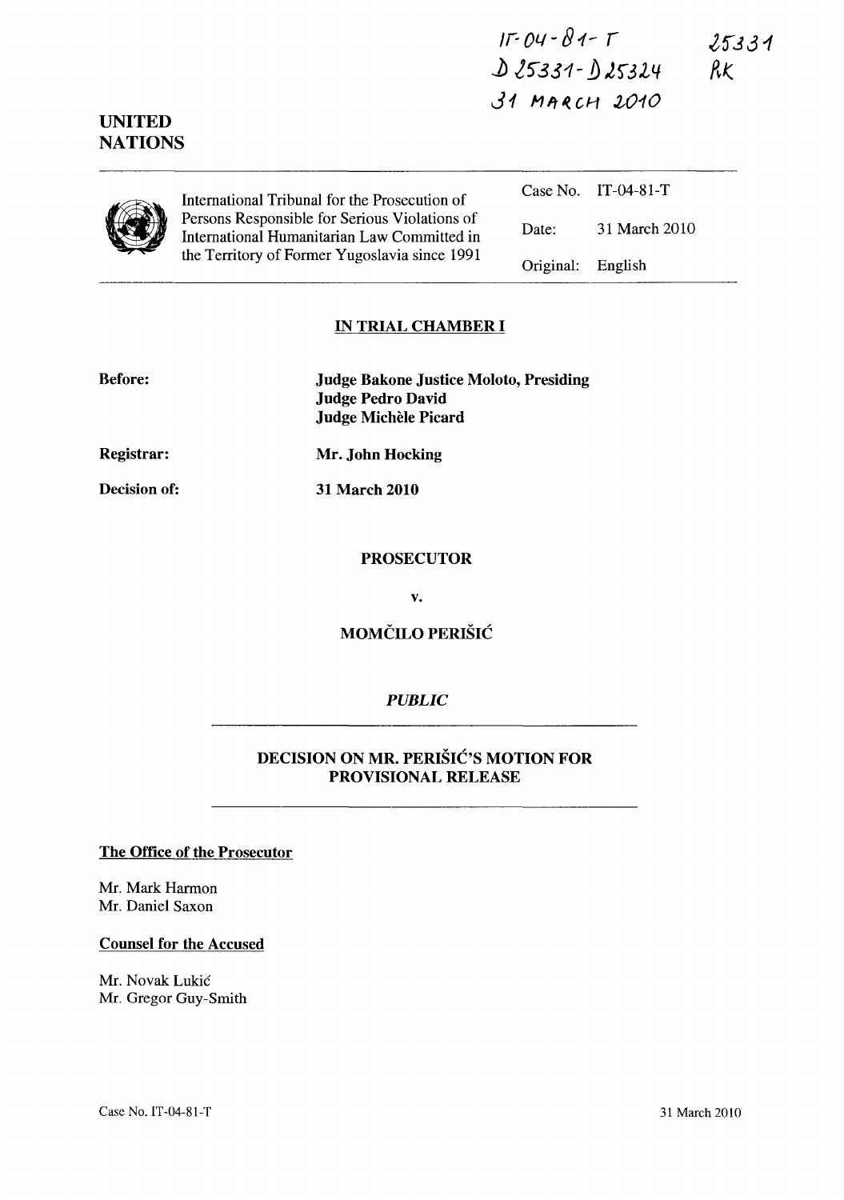IT-04-81-T
D 25331 - D 25324
31 MARCH 2010

25331
RK

**UNITED NATIONS**

International Tribunal for the Prosecution of Persons Responsible for Serious Violations of International Humanitarian Law Committed in the Territory of Former Yugoslavia since 1991

| | |
|---|---|
| Case No. | IT-04-81-T |
| Date: | 31 March 2010 |
| Original: | English |

## IN TRIAL CHAMBER I

**Before:** **Judge Bakone Justice Moloto, Presiding**
**Judge Pedro David**
**Judge Michèle Picard**

**Registrar:** **Mr. John Hocking**

**Decision of:** **31 March 2010**

**PROSECUTOR**

**v.**

**MOMČILO PERIŠIĆ**

***PUBLIC***

## DECISION ON MR. PERIŠIĆ'S MOTION FOR PROVISIONAL RELEASE

**The Office of the Prosecutor**

Mr. Mark Harmon
Mr. Daniel Saxon

**Counsel for the Accused**

Mr. Novak Lukić
Mr. Gregor Guy-Smith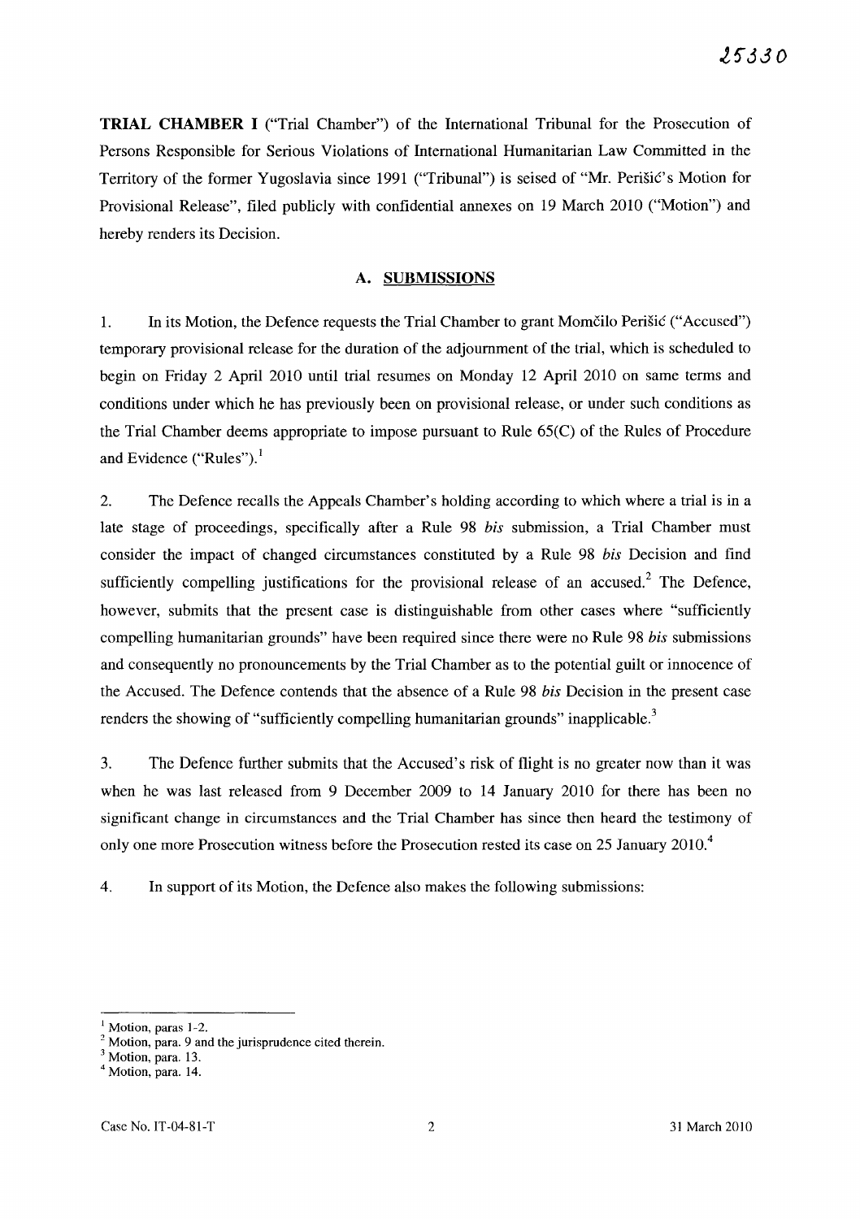**TRIAL CHAMBER I** ("Trial Chamber") of the International Tribunal for the Prosecution of Persons Responsible for Serious Violations of International Humanitarian Law Committed in the Territory of the former Yugoslavia since 1991 ("Tribunal") is seised of "Mr. Perišić's Motion for Provisional Release", filed publicly with confidential annexes on 19 March 2010 ("Motion") and hereby renders its Decision.

## A. SUBMISSIONS

1. In its Motion, the Defence requests the Trial Chamber to grant Momčilo Perišić ("Accused") temporary provisional release for the duration of the adjournment of the trial, which is scheduled to begin on Friday 2 April 2010 until trial resumes on Monday 12 April 2010 on same terms and conditions under which he has previously been on provisional release, or under such conditions as the Trial Chamber deems appropriate to impose pursuant to Rule 65(C) of the Rules of Procedure and Evidence ("Rules").[1]

2. The Defence recalls the Appeals Chamber's holding according to which where a trial is in a late stage of proceedings, specifically after a Rule 98 *bis* submission, a Trial Chamber must consider the impact of changed circumstances constituted by a Rule 98 *bis* Decision and find sufficiently compelling justifications for the provisional release of an accused.[2] The Defence, however, submits that the present case is distinguishable from other cases where "sufficiently compelling humanitarian grounds" have been required since there were no Rule 98 *bis* submissions and consequently no pronouncements by the Trial Chamber as to the potential guilt or innocence of the Accused. The Defence contends that the absence of a Rule 98 *bis* Decision in the present case renders the showing of "sufficiently compelling humanitarian grounds" inapplicable.[3]

3. The Defence further submits that the Accused's risk of flight is no greater now than it was when he was last released from 9 December 2009 to 14 January 2010 for there has been no significant change in circumstances and the Trial Chamber has since then heard the testimony of only one more Prosecution witness before the Prosecution rested its case on 25 January 2010.[4]

4. In support of its Motion, the Defence also makes the following submissions:

---

[1] Motion, paras 1-2.

[2] Motion, para. 9 and the jurisprudence cited therein.

[3] Motion, para. 13.

[4] Motion, para. 14.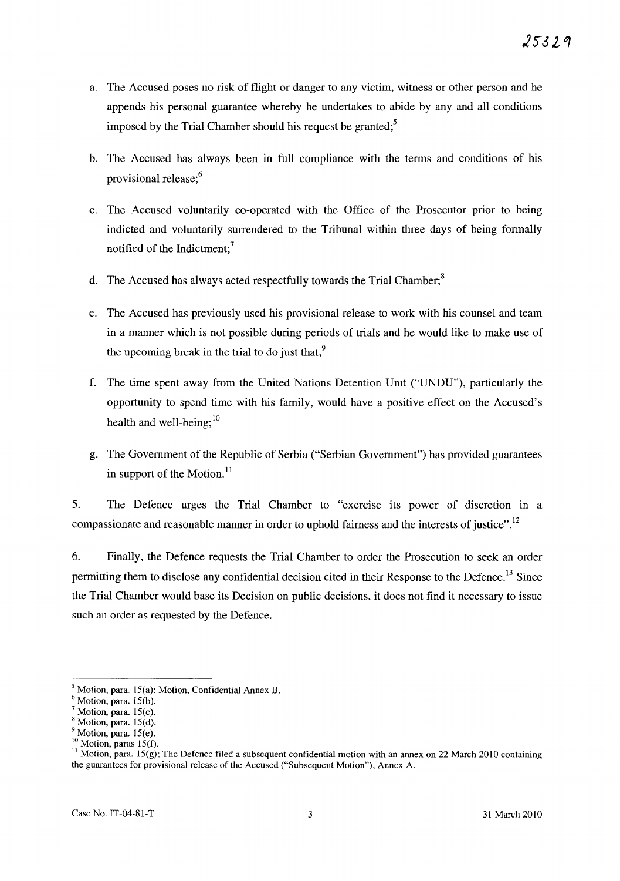a. The Accused poses no risk of flight or danger to any victim, witness or other person and he appends his personal guarantee whereby he undertakes to abide by any and all conditions imposed by the Trial Chamber should his request be granted;[5]

b. The Accused has always been in full compliance with the terms and conditions of his provisional release;[6]

c. The Accused voluntarily co-operated with the Office of the Prosecutor prior to being indicted and voluntarily surrendered to the Tribunal within three days of being formally notified of the Indictment;[7]

d. The Accused has always acted respectfully towards the Trial Chamber;[8]

e. The Accused has previously used his provisional release to work with his counsel and team in a manner which is not possible during periods of trials and he would like to make use of the upcoming break in the trial to do just that;[9]

f. The time spent away from the United Nations Detention Unit ("UNDU"), particularly the opportunity to spend time with his family, would have a positive effect on the Accused's health and well-being;[10]

g. The Government of the Republic of Serbia ("Serbian Government") has provided guarantees in support of the Motion.[11]

5. The Defence urges the Trial Chamber to "exercise its power of discretion in a compassionate and reasonable manner in order to uphold fairness and the interests of justice".[12]

6. Finally, the Defence requests the Trial Chamber to order the Prosecution to seek an order permitting them to disclose any confidential decision cited in their Response to the Defence.[13] Since the Trial Chamber would base its Decision on public decisions, it does not find it necessary to issue such an order as requested by the Defence.

---

[5] Motion, para. 15(a); Motion, Confidential Annex B.

[6] Motion, para. 15(b).

[7] Motion, para. 15(c).

[8] Motion, para. 15(d).

[9] Motion, para. 15(e).

[10] Motion, paras 15(f).

[11] Motion, para. 15(g); The Defence filed a subsequent confidential motion with an annex on 22 March 2010 containing the guarantees for provisional release of the Accused ("Subsequent Motion"), Annex A.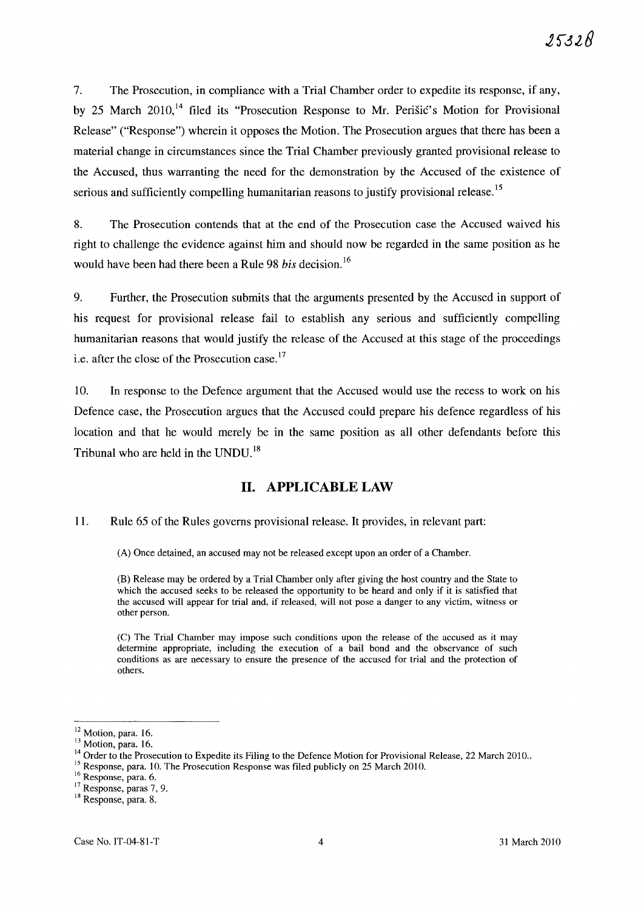7. The Prosecution, in compliance with a Trial Chamber order to expedite its response, if any, by 25 March 2010,[14] filed its "Prosecution Response to Mr. Perišić's Motion for Provisional Release" ("Response") wherein it opposes the Motion. The Prosecution argues that there has been a material change in circumstances since the Trial Chamber previously granted provisional release to the Accused, thus warranting the need for the demonstration by the Accused of the existence of serious and sufficiently compelling humanitarian reasons to justify provisional release.[15]

8. The Prosecution contends that at the end of the Prosecution case the Accused waived his right to challenge the evidence against him and should now be regarded in the same position as he would have been had there been a Rule 98 *bis* decision.[16]

9. Further, the Prosecution submits that the arguments presented by the Accused in support of his request for provisional release fail to establish any serious and sufficiently compelling humanitarian reasons that would justify the release of the Accused at this stage of the proceedings i.e. after the close of the Prosecution case.[17]

10. In response to the Defence argument that the Accused would use the recess to work on his Defence case, the Prosecution argues that the Accused could prepare his defence regardless of his location and that he would merely be in the same position as all other defendants before this Tribunal who are held in the UNDU.[18]

## II. APPLICABLE LAW

11. Rule 65 of the Rules governs provisional release. It provides, in relevant part:

> (A) Once detained, an accused may not be released except upon an order of a Chamber.
>
> (B) Release may be ordered by a Trial Chamber only after giving the host country and the State to which the accused seeks to be released the opportunity to be heard and only if it is satisfied that the accused will appear for trial and, if released, will not pose a danger to any victim, witness or other person.
>
> (C) The Trial Chamber may impose such conditions upon the release of the accused as it may determine appropriate, including the execution of a bail bond and the observance of such conditions as are necessary to ensure the presence of the accused for trial and the protection of others.

---

[12] Motion, para. 16.

[13] Motion, para. 16.

[14] Order to the Prosecution to Expedite its Filing to the Defence Motion for Provisional Release, 22 March 2010..

[15] Response, para. 10. The Prosecution Response was filed publicly on 25 March 2010.

[16] Response, para. 6.

[17] Response, paras 7, 9.

[18] Response, para. 8.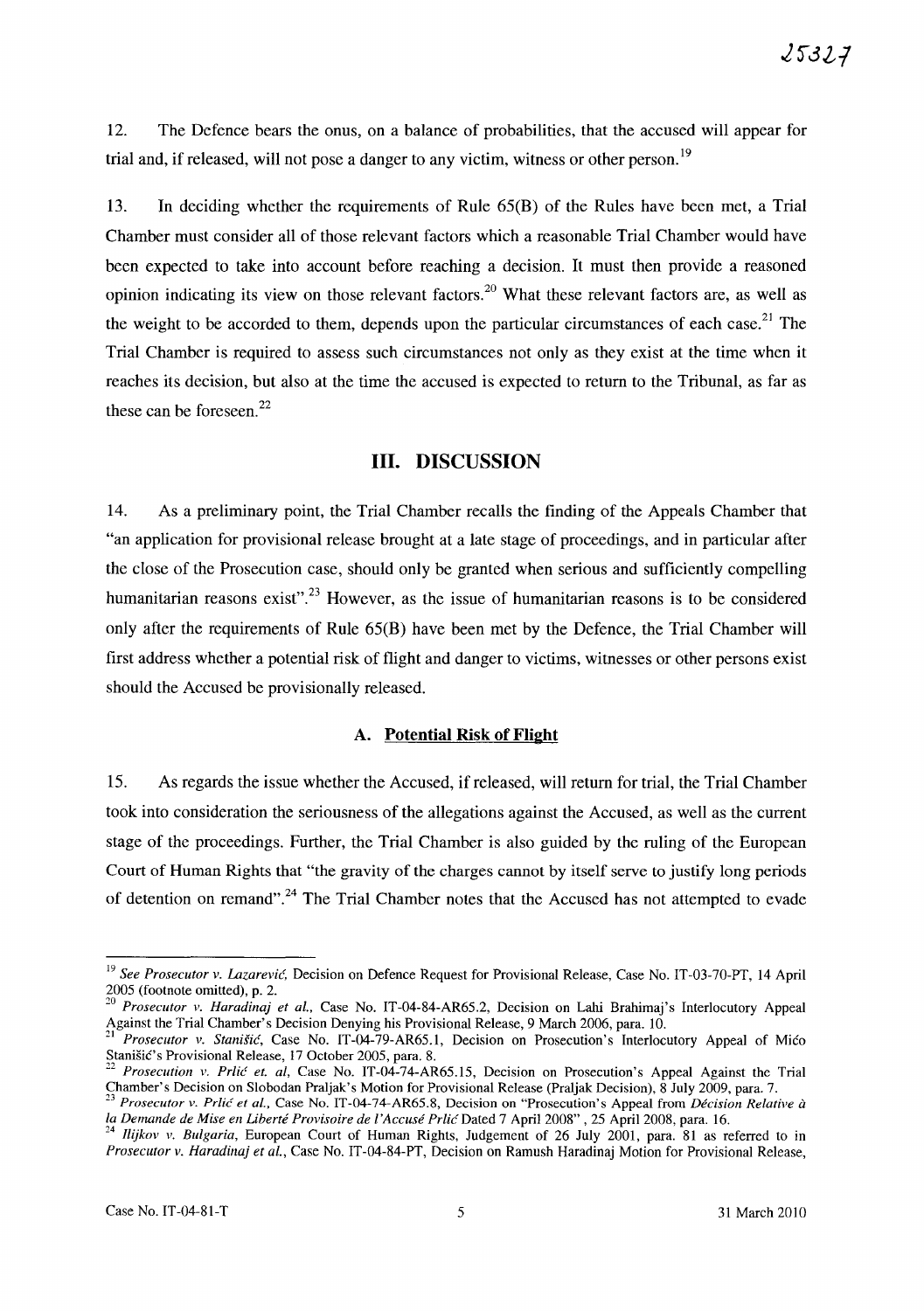12. The Defence bears the onus, on a balance of probabilities, that the accused will appear for trial and, if released, will not pose a danger to any victim, witness or other person.[19]

13. In deciding whether the requirements of Rule 65(B) of the Rules have been met, a Trial Chamber must consider all of those relevant factors which a reasonable Trial Chamber would have been expected to take into account before reaching a decision. It must then provide a reasoned opinion indicating its view on those relevant factors.[20] What these relevant factors are, as well as the weight to be accorded to them, depends upon the particular circumstances of each case.[21] The Trial Chamber is required to assess such circumstances not only as they exist at the time when it reaches its decision, but also at the time the accused is expected to return to the Tribunal, as far as these can be foreseen.[22]

## III. DISCUSSION

14. As a preliminary point, the Trial Chamber recalls the finding of the Appeals Chamber that "an application for provisional release brought at a late stage of proceedings, and in particular after the close of the Prosecution case, should only be granted when serious and sufficiently compelling humanitarian reasons exist".[23] However, as the issue of humanitarian reasons is to be considered only after the requirements of Rule 65(B) have been met by the Defence, the Trial Chamber will first address whether a potential risk of flight and danger to victims, witnesses or other persons exist should the Accused be provisionally released.

### A. Potential Risk of Flight

15. As regards the issue whether the Accused, if released, will return for trial, the Trial Chamber took into consideration the seriousness of the allegations against the Accused, as well as the current stage of the proceedings. Further, the Trial Chamber is also guided by the ruling of the European Court of Human Rights that "the gravity of the charges cannot by itself serve to justify long periods of detention on remand".[24] The Trial Chamber notes that the Accused has not attempted to evade

---

[19] *See Prosecutor v. Lazarević*, Decision on Defence Request for Provisional Release, Case No. IT-03-70-PT, 14 April 2005 (footnote omitted), p. 2.

[20] *Prosecutor v. Haradinaj et al.*, Case No. IT-04-84-AR65.2, Decision on Lahi Brahimaj's Interlocutory Appeal Against the Trial Chamber's Decision Denying his Provisional Release, 9 March 2006, para. 10.

[21] *Prosecutor v. Stanišić*, Case No. IT-04-79-AR65.1, Decision on Prosecution's Interlocutory Appeal of Mićo Stanišić's Provisional Release, 17 October 2005, para. 8.

[22] *Prosecution v. Prlić et. al*, Case No. IT-04-74-AR65.15, Decision on Prosecution's Appeal Against the Trial Chamber's Decision on Slobodan Praljak's Motion for Provisional Release (Praljak Decision), 8 July 2009, para. 7.

[23] *Prosecutor v. Prlić et al.*, Case No. IT-04-74-AR65.8, Decision on "Prosecution's Appeal from *Décision Relative à la Demande de Mise en Liberté Provisoire de l'Accusé Prlić* Dated 7 April 2008", 25 April 2008, para. 16.

[24] *Ilijkov v. Bulgaria*, European Court of Human Rights, Judgement of 26 July 2001, para. 81 as referred to in *Prosecutor v. Haradinaj et al.*, Case No. IT-04-84-PT, Decision on Ramush Haradinaj Motion for Provisional Release,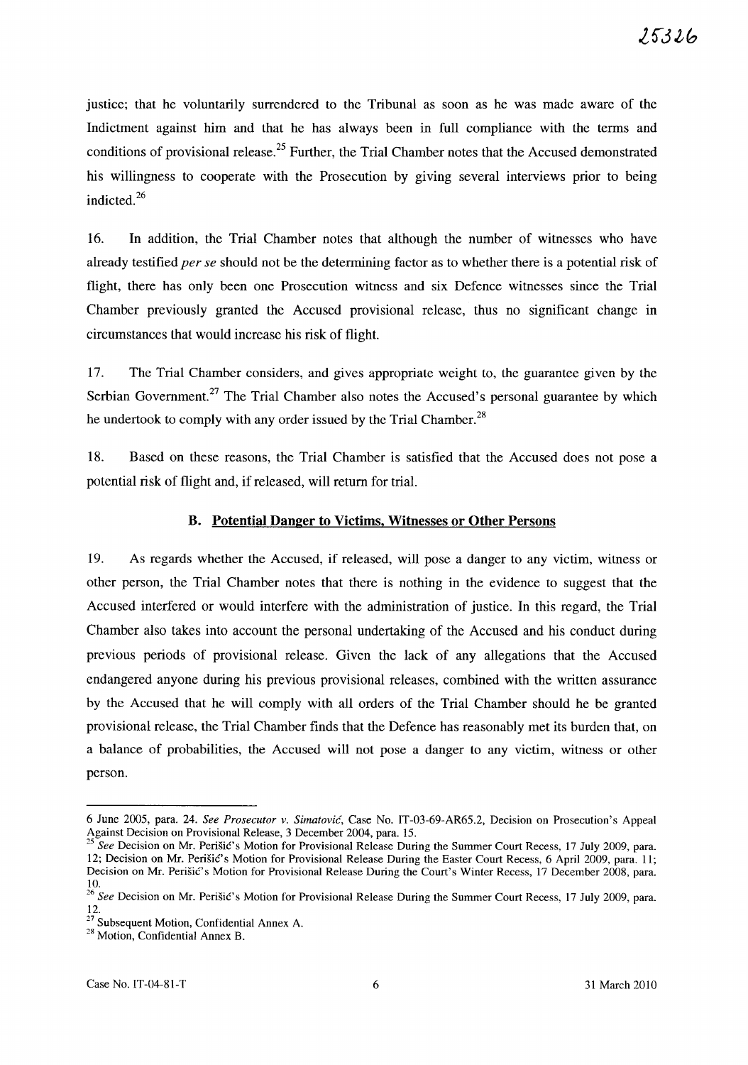justice; that he voluntarily surrendered to the Tribunal as soon as he was made aware of the Indictment against him and that he has always been in full compliance with the terms and conditions of provisional release.[25] Further, the Trial Chamber notes that the Accused demonstrated his willingness to cooperate with the Prosecution by giving several interviews prior to being indicted.[26]

16. In addition, the Trial Chamber notes that although the number of witnesses who have already testified *per se* should not be the determining factor as to whether there is a potential risk of flight, there has only been one Prosecution witness and six Defence witnesses since the Trial Chamber previously granted the Accused provisional release, thus no significant change in circumstances that would increase his risk of flight.

17. The Trial Chamber considers, and gives appropriate weight to, the guarantee given by the Serbian Government.[27] The Trial Chamber also notes the Accused's personal guarantee by which he undertook to comply with any order issued by the Trial Chamber.[28]

18. Based on these reasons, the Trial Chamber is satisfied that the Accused does not pose a potential risk of flight and, if released, will return for trial.

### B. Potential Danger to Victims, Witnesses or Other Persons

19. As regards whether the Accused, if released, will pose a danger to any victim, witness or other person, the Trial Chamber notes that there is nothing in the evidence to suggest that the Accused interfered or would interfere with the administration of justice. In this regard, the Trial Chamber also takes into account the personal undertaking of the Accused and his conduct during previous periods of provisional release. Given the lack of any allegations that the Accused endangered anyone during his previous provisional releases, combined with the written assurance by the Accused that he will comply with all orders of the Trial Chamber should he be granted provisional release, the Trial Chamber finds that the Defence has reasonably met its burden that, on a balance of probabilities, the Accused will not pose a danger to any victim, witness or other person.

---

6 June 2005, para. 24. *See Prosecutor v. Simatović*, Case No. IT-03-69-AR65.2, Decision on Prosecution's Appeal Against Decision on Provisional Release, 3 December 2004, para. 15.

[25] *See* Decision on Mr. Perišić's Motion for Provisional Release During the Summer Court Recess, 17 July 2009, para. 12; Decision on Mr. Perišić's Motion for Provisional Release During the Easter Court Recess, 6 April 2009, para. 11; Decision on Mr. Perišić's Motion for Provisional Release During the Court's Winter Recess, 17 December 2008, para. 10.

[26] *See* Decision on Mr. Perišić's Motion for Provisional Release During the Summer Court Recess, 17 July 2009, para. 12.

[27] Subsequent Motion, Confidential Annex A.

[28] Motion, Confidential Annex B.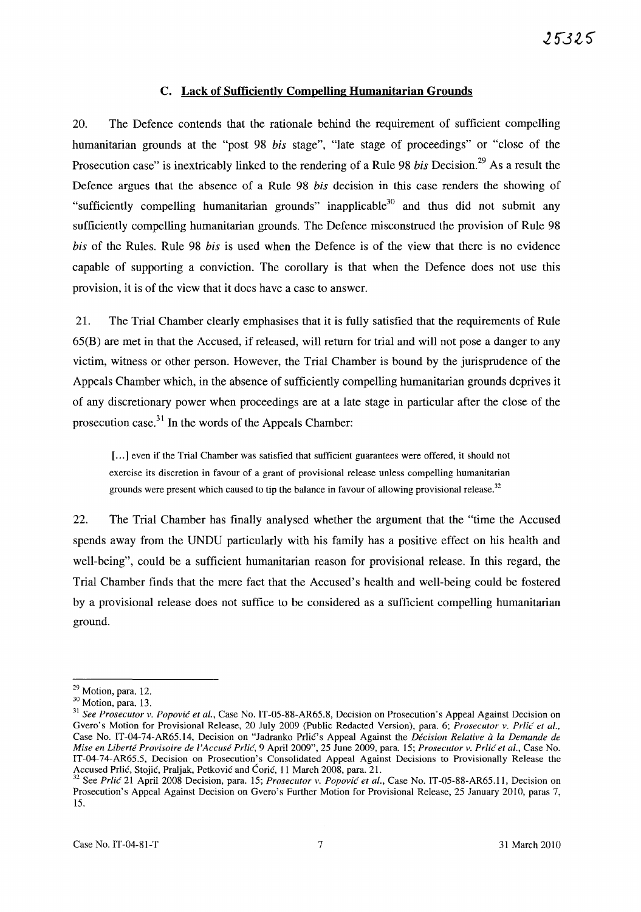### C. Lack of Sufficiently Compelling Humanitarian Grounds

20. The Defence contends that the rationale behind the requirement of sufficient compelling humanitarian grounds at the "post 98 *bis* stage", "late stage of proceedings" or "close of the Prosecution case" is inextricably linked to the rendering of a Rule 98 *bis* Decision.[29] As a result the Defence argues that the absence of a Rule 98 *bis* decision in this case renders the showing of "sufficiently compelling humanitarian grounds" inapplicable[30] and thus did not submit any sufficiently compelling humanitarian grounds. The Defence misconstrued the provision of Rule 98 *bis* of the Rules. Rule 98 *bis* is used when the Defence is of the view that there is no evidence capable of supporting a conviction. The corollary is that when the Defence does not use this provision, it is of the view that it does have a case to answer.

21. The Trial Chamber clearly emphasises that it is fully satisfied that the requirements of Rule 65(B) are met in that the Accused, if released, will return for trial and will not pose a danger to any victim, witness or other person. However, the Trial Chamber is bound by the jurisprudence of the Appeals Chamber which, in the absence of sufficiently compelling humanitarian grounds deprives it of any discretionary power when proceedings are at a late stage in particular after the close of the prosecution case.[31] In the words of the Appeals Chamber:

> [...] even if the Trial Chamber was satisfied that sufficient guarantees were offered, it should not exercise its discretion in favour of a grant of provisional release unless compelling humanitarian grounds were present which caused to tip the balance in favour of allowing provisional release.[32]

22. The Trial Chamber has finally analysed whether the argument that the "time the Accused spends away from the UNDU particularly with his family has a positive effect on his health and well-being", could be a sufficient humanitarian reason for provisional release. In this regard, the Trial Chamber finds that the mere fact that the Accused's health and well-being could be fostered by a provisional release does not suffice to be considered as a sufficient compelling humanitarian ground.

---

[29] Motion, para. 12.

[30] Motion, para. 13.

[31] *See Prosecutor v. Popović et al.*, Case No. IT-05-88-AR65.8, Decision on Prosecution's Appeal Against Decision on Gvero's Motion for Provisional Release, 20 July 2009 (Public Redacted Version), para. 6; *Prosecutor v. Prlić et al.*, Case No. IT-04-74-AR65.14, Decision on "Jadranko Prlić's Appeal Against the *Décision Relative à la Demande de Mise en Liberté Provisoire de l'Accusé Prlić*, 9 April 2009", 25 June 2009, para. 15; *Prosecutor v. Prlić et al.*, Case No. IT-04-74-AR65.5, Decision on Prosecution's Consolidated Appeal Against Decisions to Provisionally Release the Accused Prlić, Stojić, Praljak, Petković and Ćorić, 11 March 2008, para. 21.

[32] See *Prlić* 21 April 2008 Decision, para. 15; *Prosecutor v. Popović et al.*, Case No. IT-05-88-AR65.11, Decision on Prosecution's Appeal Against Decision on Gvero's Further Motion for Provisional Release, 25 January 2010, paras 7, 15.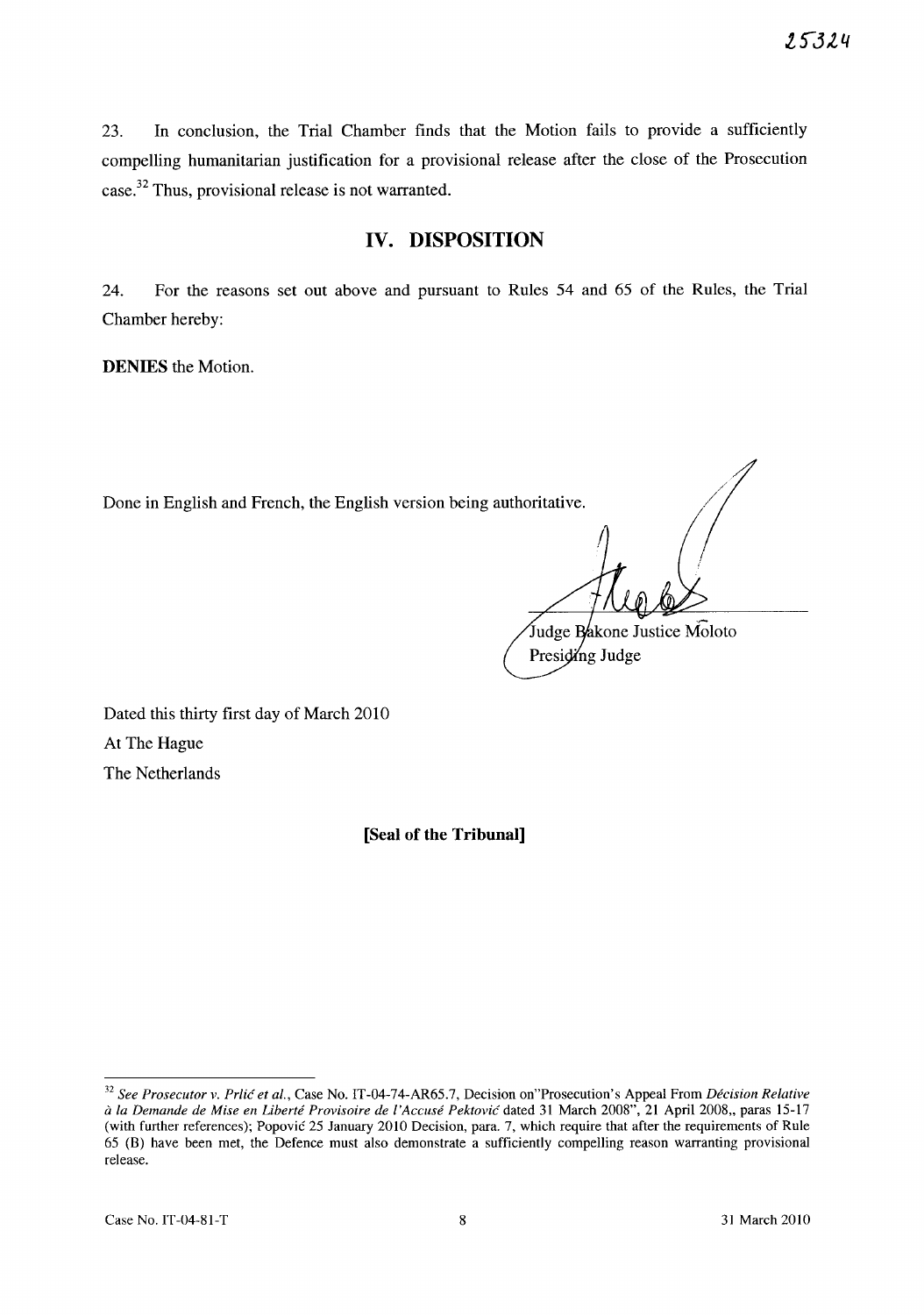23. In conclusion, the Trial Chamber finds that the Motion fails to provide a sufficiently compelling humanitarian justification for a provisional release after the close of the Prosecution case.[32] Thus, provisional release is not warranted.

## IV. DISPOSITION

24. For the reasons set out above and pursuant to Rules 54 and 65 of the Rules, the Trial Chamber hereby:

**DENIES** the Motion.

Done in English and French, the English version being authoritative.

Judge Bakone Justice Moloto
Presiding Judge

Dated this thirty first day of March 2010
At The Hague
The Netherlands

**[Seal of the Tribunal]**

---

[32] *See Prosecutor v. Prlić et al.*, Case No. IT-04-74-AR65.7, Decision on"Prosecution's Appeal From *Décision Relative à la Demande de Mise en Liberté Provisoire de l'Accusé Pektović* dated 31 March 2008", 21 April 2008,, paras 15-17 (with further references); Popović 25 January 2010 Decision, para. 7, which require that after the requirements of Rule 65 (B) have been met, the Defence must also demonstrate a sufficiently compelling reason warranting provisional release.